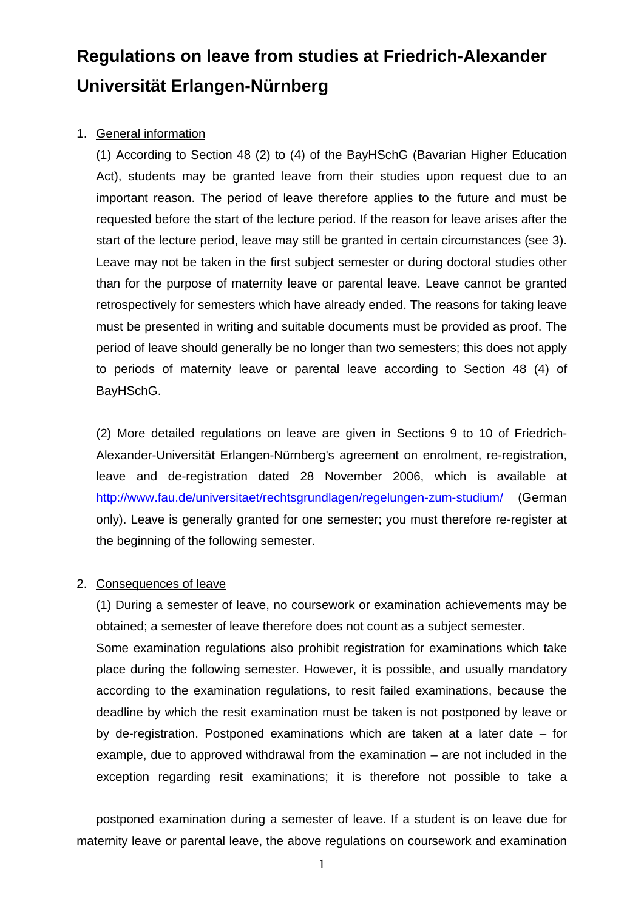# Regulations on leave from studies at Friedrich-Alexander Universität Erlangen-Nürnberg

1. General information

   (1) According to Section 48 (2) to (4) of the BayHSchG (Bavarian Higher Education Act), students may be granted leave from their studies upon request due to an important reason. The period of leave therefore applies to the future and must be requested before the start of the lecture period. If the reason for leave arises after the start of the lecture period, leave may still be granted in certain circumstances (see 3). Leave may not be taken in the first subject semester or during doctoral studies other than for the purpose of maternity leave or parental leave. Leave cannot be granted retrospectively for semesters which have already ended. The reasons for taking leave must be presented in writing and suitable documents must be provided as proof. The period of leave should generally be no longer than two semesters; this does not apply to periods of maternity leave or parental leave according to Section 48 (4) of BayHSchG.

   (2) More detailed regulations on leave are given in Sections 9 to 10 of Friedrich-Alexander-Universität Erlangen-Nürnberg's agreement on enrolment, re-registration, leave and de-registration dated 28 November 2006, which is available at http://www.fau.de/universitaet/rechtsgrundlagen/regelungen-zum-studium/ (German only). Leave is generally granted for one semester; you must therefore re-register at the beginning of the following semester.

2. Consequences of leave

   (1) During a semester of leave, no coursework or examination achievements may be obtained; a semester of leave therefore does not count as a subject semester.
   Some examination regulations also prohibit registration for examinations which take place during the following semester. However, it is possible, and usually mandatory according to the examination regulations, to resit failed examinations, because the deadline by which the resit examination must be taken is not postponed by leave or by de-registration. Postponed examinations which are taken at a later date – for example, due to approved withdrawal from the examination – are not included in the exception regarding resit examinations; it is therefore not possible to take a postponed examination during a semester of leave. If a student is on leave due for maternity leave or parental leave, the above regulations on coursework and examination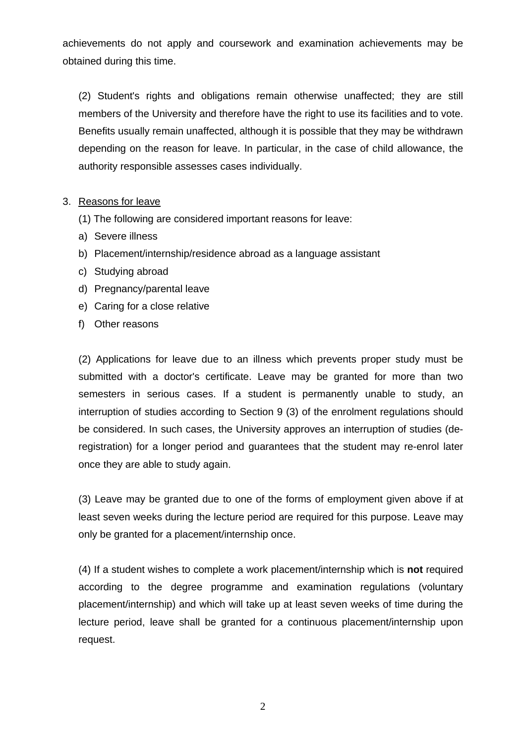achievements do not apply and coursework and examination achievements may be obtained during this time.

(2) Student's rights and obligations remain otherwise unaffected; they are still members of the University and therefore have the right to use its facilities and to vote. Benefits usually remain unaffected, although it is possible that they may be withdrawn depending on the reason for leave. In particular, in the case of child allowance, the authority responsible assesses cases individually.

3. <u>Reasons for leave</u>

(1) The following are considered important reasons for leave:

a) Severe illness
b) Placement/internship/residence abroad as a language assistant
c) Studying abroad
d) Pregnancy/parental leave
e) Caring for a close relative
f) Other reasons

(2) Applications for leave due to an illness which prevents proper study must be submitted with a doctor's certificate. Leave may be granted for more than two semesters in serious cases. If a student is permanently unable to study, an interruption of studies according to Section 9 (3) of the enrolment regulations should be considered. In such cases, the University approves an interruption of studies (de-registration) for a longer period and guarantees that the student may re-enrol later once they are able to study again.

(3) Leave may be granted due to one of the forms of employment given above if at least seven weeks during the lecture period are required for this purpose. Leave may only be granted for a placement/internship once.

(4) If a student wishes to complete a work placement/internship which is **not** required according to the degree programme and examination regulations (voluntary placement/internship) and which will take up at least seven weeks of time during the lecture period, leave shall be granted for a continuous placement/internship upon request.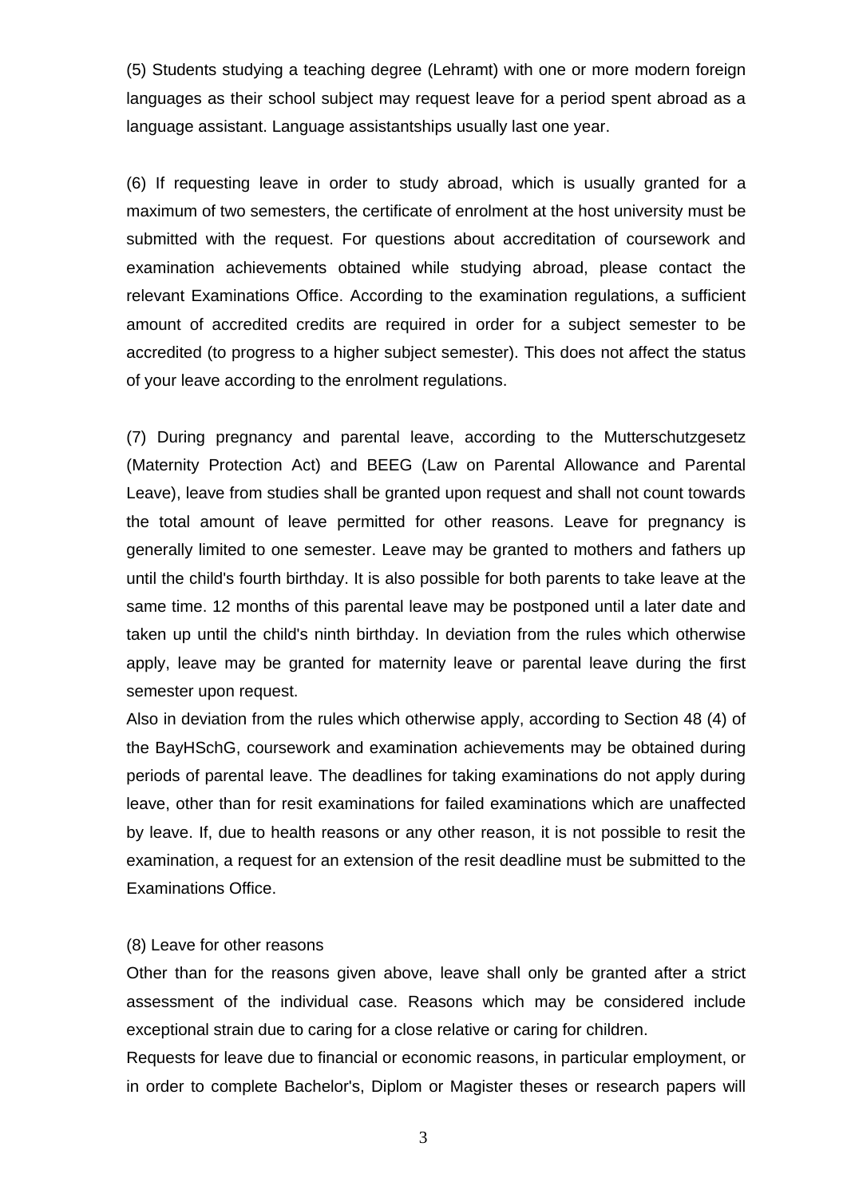(5) Students studying a teaching degree (Lehramt) with one or more modern foreign languages as their school subject may request leave for a period spent abroad as a language assistant. Language assistantships usually last one year.

(6) If requesting leave in order to study abroad, which is usually granted for a maximum of two semesters, the certificate of enrolment at the host university must be submitted with the request. For questions about accreditation of coursework and examination achievements obtained while studying abroad, please contact the relevant Examinations Office. According to the examination regulations, a sufficient amount of accredited credits are required in order for a subject semester to be accredited (to progress to a higher subject semester). This does not affect the status of your leave according to the enrolment regulations.

(7) During pregnancy and parental leave, according to the Mutterschutzgesetz (Maternity Protection Act) and BEEG (Law on Parental Allowance and Parental Leave), leave from studies shall be granted upon request and shall not count towards the total amount of leave permitted for other reasons. Leave for pregnancy is generally limited to one semester. Leave may be granted to mothers and fathers up until the child's fourth birthday. It is also possible for both parents to take leave at the same time. 12 months of this parental leave may be postponed until a later date and taken up until the child's ninth birthday. In deviation from the rules which otherwise apply, leave may be granted for maternity leave or parental leave during the first semester upon request.
Also in deviation from the rules which otherwise apply, according to Section 48 (4) of the BayHSchG, coursework and examination achievements may be obtained during periods of parental leave. The deadlines for taking examinations do not apply during leave, other than for resit examinations for failed examinations which are unaffected by leave. If, due to health reasons or any other reason, it is not possible to resit the examination, a request for an extension of the resit deadline must be submitted to the Examinations Office.

(8) Leave for other reasons
Other than for the reasons given above, leave shall only be granted after a strict assessment of the individual case. Reasons which may be considered include exceptional strain due to caring for a close relative or caring for children.
Requests for leave due to financial or economic reasons, in particular employment, or in order to complete Bachelor's, Diplom or Magister theses or research papers will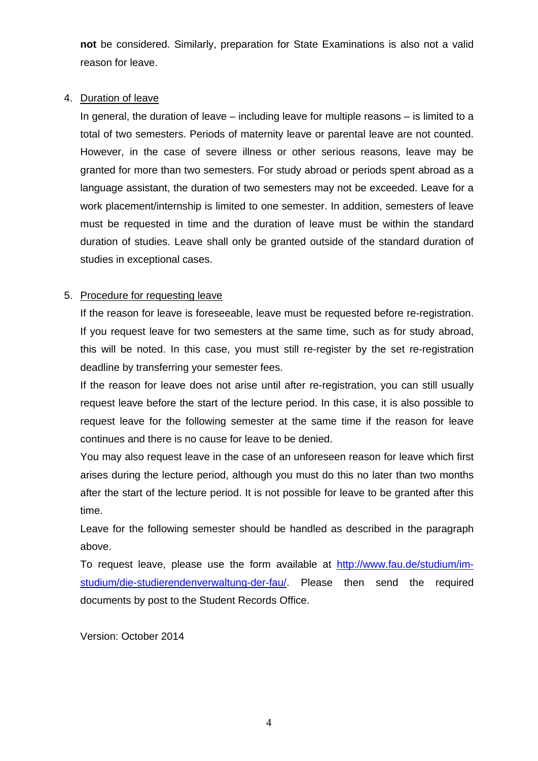**not** be considered. Similarly, preparation for State Examinations is also not a valid reason for leave.

4. Duration of leave

   In general, the duration of leave – including leave for multiple reasons – is limited to a total of two semesters. Periods of maternity leave or parental leave are not counted. However, in the case of severe illness or other serious reasons, leave may be granted for more than two semesters. For study abroad or periods spent abroad as a language assistant, the duration of two semesters may not be exceeded. Leave for a work placement/internship is limited to one semester. In addition, semesters of leave must be requested in time and the duration of leave must be within the standard duration of studies. Leave shall only be granted outside of the standard duration of studies in exceptional cases.

5. Procedure for requesting leave

   If the reason for leave is foreseeable, leave must be requested before re-registration. If you request leave for two semesters at the same time, such as for study abroad, this will be noted. In this case, you must still re-register by the set re-registration deadline by transferring your semester fees.

   If the reason for leave does not arise until after re-registration, you can still usually request leave before the start of the lecture period. In this case, it is also possible to request leave for the following semester at the same time if the reason for leave continues and there is no cause for leave to be denied.

   You may also request leave in the case of an unforeseen reason for leave which first arises during the lecture period, although you must do this no later than two months after the start of the lecture period. It is not possible for leave to be granted after this time.

   Leave for the following semester should be handled as described in the paragraph above.

   To request leave, please use the form available at [http://www.fau.de/studium/im-studium/die-studierendenverwaltung-der-fau/](http://www.fau.de/studium/im-studium/die-studierendenverwaltung-der-fau/). Please then send the required documents by post to the Student Records Office.

Version: October 2014